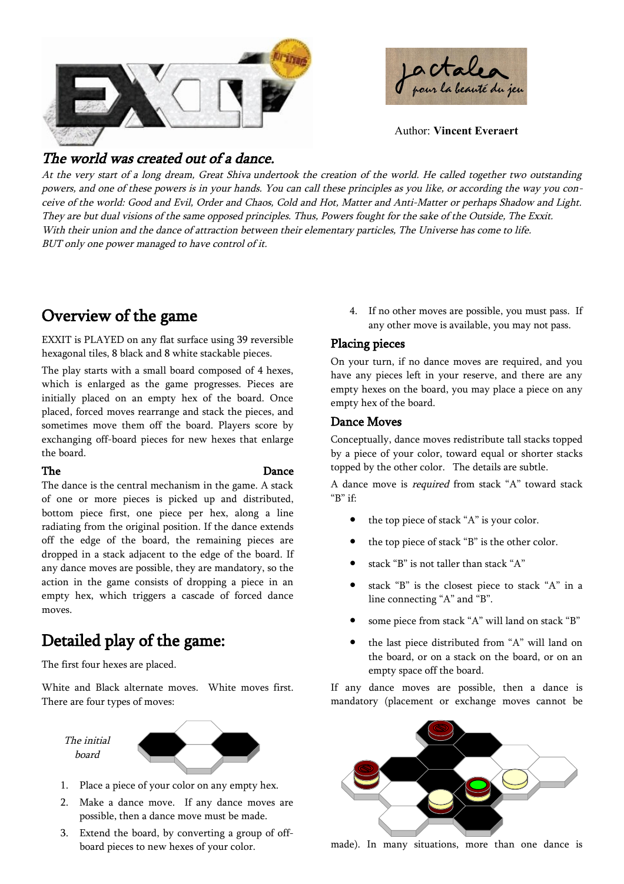Author: **Vincent Everaert**

## *The world was created out of a dance.*

*At the very start of a long dream, Great Shiva undertook the creation of the world. He called together two outstanding powers, and one of these powers is in your hands. You can call these principles as you like, or according the way you conceive of the world: Good and Evil, Order and Chaos, Cold and Hot, Matter and Anti-Matter or perhaps Shadow and Light. They are but dual visions of the same opposed principles. Thus, Powers fought for the sake of the Outside, The Exxit.*
*With their union and the dance of attraction between their elementary particles, The Universe has come to life.*
*BUT only one power managed to have control of it.*

## Overview of the game

EXXIT is PLAYED on any flat surface using 39 reversible hexagonal tiles, 8 black and 8 white stackable pieces.

The play starts with a small board composed of 4 hexes, which is enlarged as the game progresses. Pieces are initially placed on an empty hex of the board. Once placed, forced moves rearrange and stack the pieces, and sometimes move them off the board. Players score by exchanging off-board pieces for new hexes that enlarge the board.

### The Dance

The dance is the central mechanism in the game. A stack of one or more pieces is picked up and distributed, bottom piece first, one piece per hex, along a line radiating from the original position. If the dance extends off the edge of the board, the remaining pieces are dropped in a stack adjacent to the edge of the board. If any dance moves are possible, they are mandatory, so the action in the game consists of dropping a piece in an empty hex, which triggers a cascade of forced dance moves.

## Detailed play of the game:

The first four hexes are placed.

White and Black alternate moves. White moves first. There are four types of moves:

*The initial board*

1. Place a piece of your color on any empty hex.
2. Make a dance move. If any dance moves are possible, then a dance move must be made.
3. Extend the board, by converting a group of off-board pieces to new hexes of your color.
4. If no other moves are possible, you must pass. If any other move is available, you may not pass.

### Placing pieces

On your turn, if no dance moves are required, and you have any pieces left in your reserve, and there are any empty hexes on the board, you may place a piece on any empty hex of the board.

### Dance Moves

Conceptually, dance moves redistribute tall stacks topped by a piece of your color, toward equal or shorter stacks topped by the other color. The details are subtle.

A dance move is *required* from stack "A" toward stack "B" if:

- the top piece of stack "A" is your color.
- the top piece of stack "B" is the other color.
- stack "B" is not taller than stack "A"
- stack "B" is the closest piece to stack "A" in a line connecting "A" and "B".
- some piece from stack "A" will land on stack "B"
- the last piece distributed from "A" will land on the board, or on a stack on the board, or on an empty space off the board.

If any dance moves are possible, then a dance is mandatory (placement or exchange moves cannot be made). In many situations, more than one dance is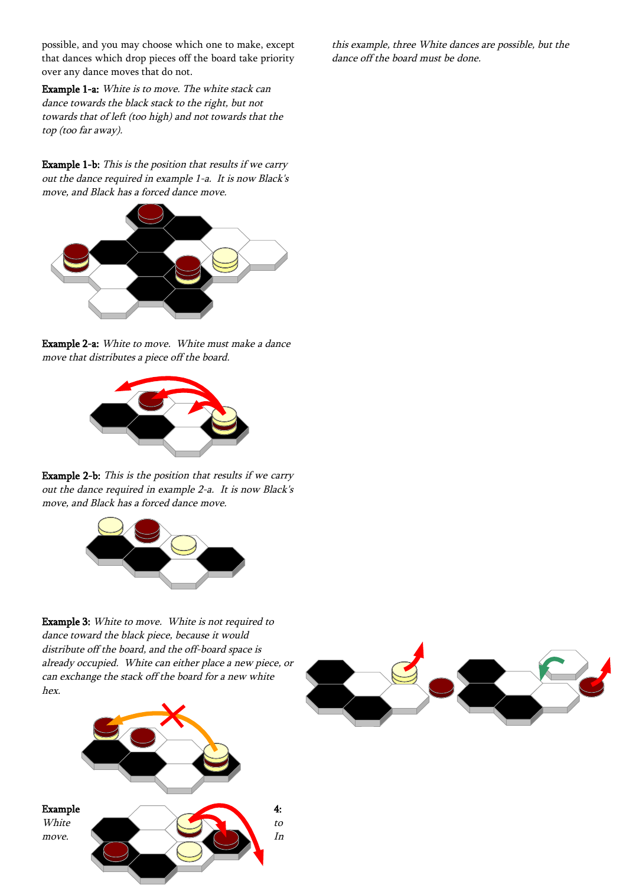possible, and you may choose which one to make, except that dances which drop pieces off the board take priority over any dance moves that do not.

**Example 1-a:** *White is to move. The white stack can dance towards the black stack to the right, but not towards that of left (too high) and not towards that the top (too far away).*

**Example 1-b:** *This is the position that results if we carry out the dance required in example 1-a. It is now Black's move, and Black has a forced dance move.*

**Example 2-a:** *White to move. White must make a dance move that distributes a piece off the board.*

**Example 2-b:** *This is the position that results if we carry out the dance required in example 2-a. It is now Black's move, and Black has a forced dance move.*

**Example 3:** *White to move. White is not required to dance toward the black piece, because it would distribute off the board, and the off-board space is already occupied. White can either place a new piece, or can exchange the stack off the board for a new white hex.*

**Example 4:** *White to move. In this example, three White dances are possible, but the dance off the board must be done.*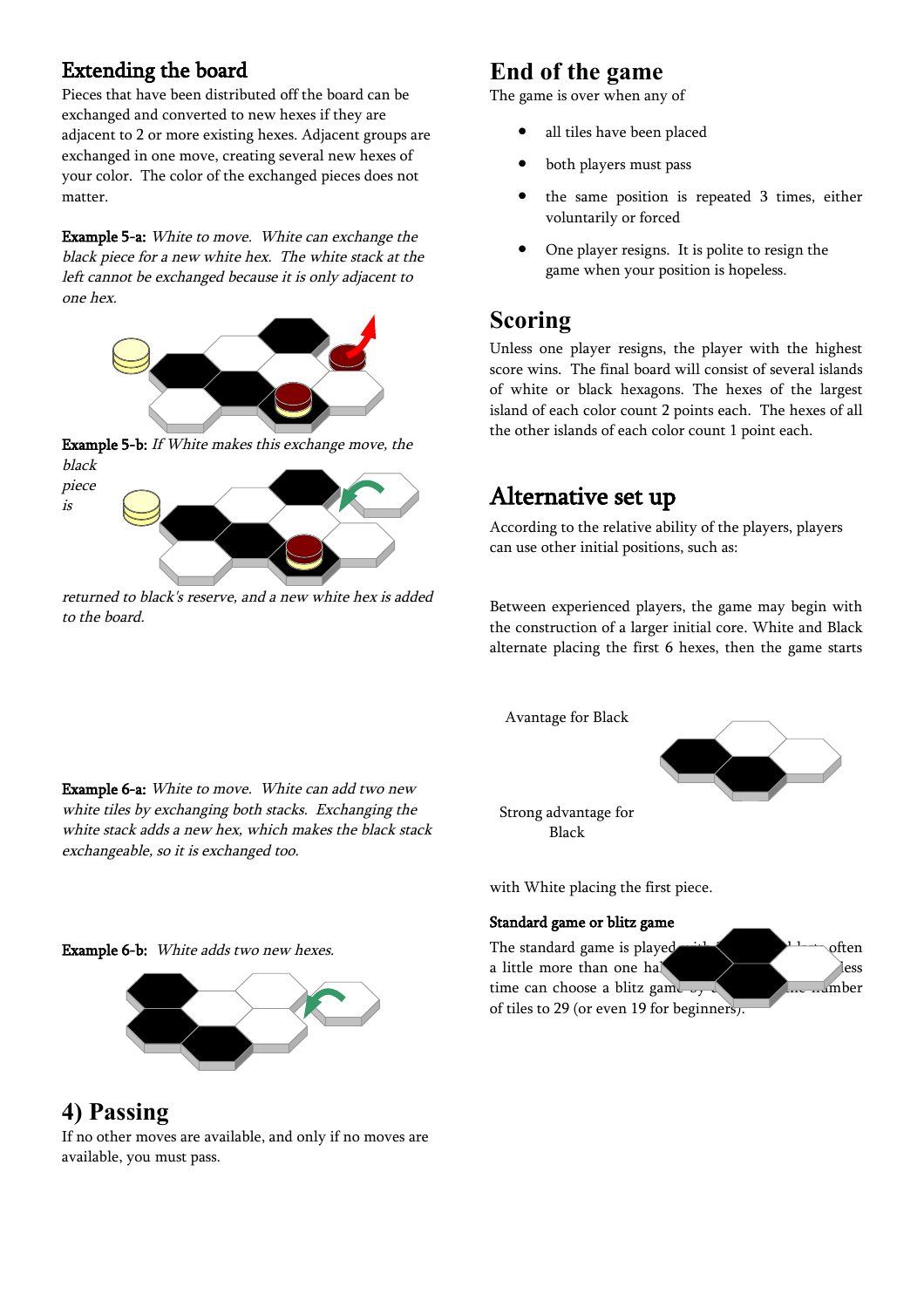## Extending the board

Pieces that have been distributed off the board can be exchanged and converted to new hexes if they are adjacent to 2 or more existing hexes. Adjacent groups are exchanged in one move, creating several new hexes of your color. The color of the exchanged pieces does not matter.

**Example 5-a:** *White to move. White can exchange the black piece for a new white hex. The white stack at the left cannot be exchanged because it is only adjacent to one hex.*

**Example 5-b:** *If White makes this exchange move, the black piece is returned to black's reserve, and a new white hex is added to the board.*

**Example 6-a:** *White to move. White can add two new white tiles by exchanging both stacks. Exchanging the white stack adds a new hex, which makes the black stack exchangeable, so it is exchanged too.*

**Example 6-b:** *White adds two new hexes.*

## 4) Passing

If no other moves are available, and only if no moves are available, you must pass.

## End of the game

The game is over when any of

- all tiles have been placed
- both players must pass
- the same position is repeated 3 times, either voluntarily or forced
- One player resigns. It is polite to resign the game when your position is hopeless.

## Scoring

Unless one player resigns, the player with the highest score wins. The final board will consist of several islands of white or black hexagons. The hexes of the largest island of each color count 2 points each. The hexes of all the other islands of each color count 1 point each.

## Alternative set up

According to the relative ability of the players, players can use other initial positions, such as:

Between experienced players, the game may begin with the construction of a larger initial core. White and Black alternate placing the first 6 hexes, then the game starts

Avantage for Black

Strong advantage for Black

with White placing the first piece.

**Standard game or blitz game**

The standard game is played with ... often a little more than one ha... less time can choose a blitz game by ... the number of tiles to 29 (or even 19 for beginners).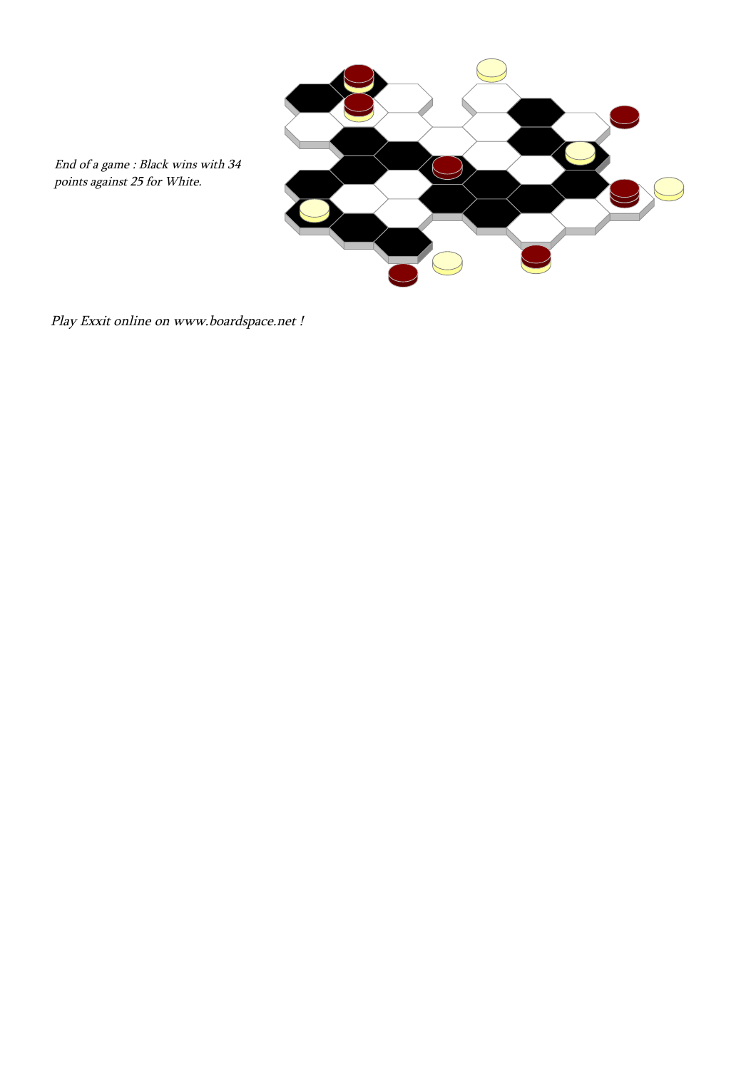*End of a game : Black wins with 34 points against 25 for White.*

*Play Exxit online on www.boardspace.net !*